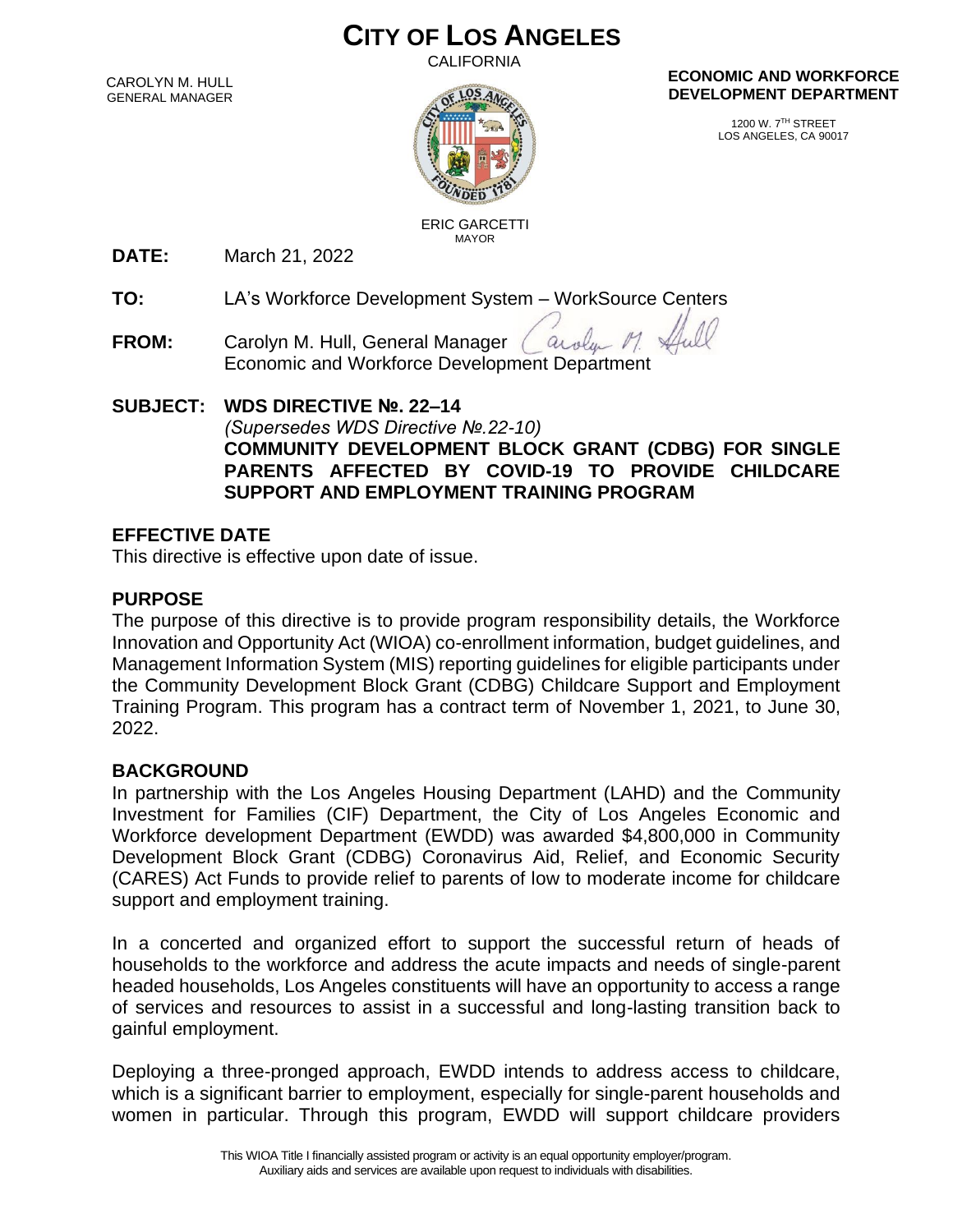# CITY OF LOS ANGELES

CALIFORNIA

CAROLYN M. HULL
GENERAL MANAGER

ERIC GARCETTI
MAYOR

**ECONOMIC AND WORKFORCE DEVELOPMENT DEPARTMENT**

1200 W. 7TH STREET
LOS ANGELES, CA 90017

**DATE:** March 21, 2022

**TO:** LA's Workforce Development System – WorkSource Centers

**FROM:** Carolyn M. Hull, General Manager
Economic and Workforce Development Department

**SUBJECT: WDS DIRECTIVE №. 22–14**
*(Supersedes WDS Directive №.22-10)*
**COMMUNITY DEVELOPMENT BLOCK GRANT (CDBG) FOR SINGLE PARENTS AFFECTED BY COVID-19 TO PROVIDE CHILDCARE SUPPORT AND EMPLOYMENT TRAINING PROGRAM**

## EFFECTIVE DATE

This directive is effective upon date of issue.

## PURPOSE

The purpose of this directive is to provide program responsibility details, the Workforce Innovation and Opportunity Act (WIOA) co-enrollment information, budget guidelines, and Management Information System (MIS) reporting guidelines for eligible participants under the Community Development Block Grant (CDBG) Childcare Support and Employment Training Program. This program has a contract term of November 1, 2021, to June 30, 2022.

## BACKGROUND

In partnership with the Los Angeles Housing Department (LAHD) and the Community Investment for Families (CIF) Department, the City of Los Angeles Economic and Workforce development Department (EWDD) was awarded $4,800,000 in Community Development Block Grant (CDBG) Coronavirus Aid, Relief, and Economic Security (CARES) Act Funds to provide relief to parents of low to moderate income for childcare support and employment training.

In a concerted and organized effort to support the successful return of heads of households to the workforce and address the acute impacts and needs of single-parent headed households, Los Angeles constituents will have an opportunity to access a range of services and resources to assist in a successful and long-lasting transition back to gainful employment.

Deploying a three-pronged approach, EWDD intends to address access to childcare, which is a significant barrier to employment, especially for single-parent households and women in particular. Through this program, EWDD will support childcare providers

This WIOA Title I financially assisted program or activity is an equal opportunity employer/program.
Auxiliary aids and services are available upon request to individuals with disabilities.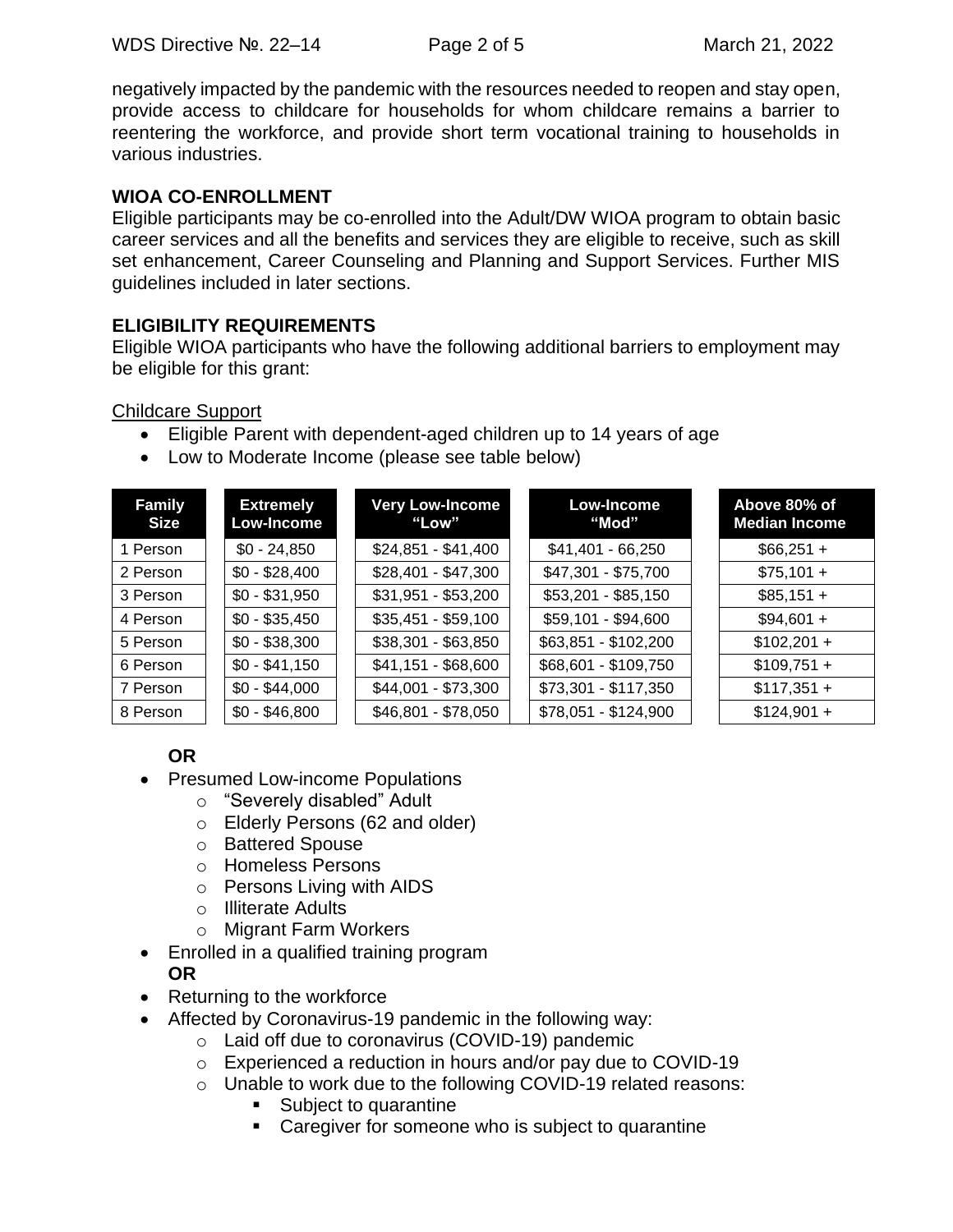negatively impacted by the pandemic with the resources needed to reopen and stay open, provide access to childcare for households for whom childcare remains a barrier to reentering the workforce, and provide short term vocational training to households in various industries.

## WIOA CO-ENROLLMENT

Eligible participants may be co-enrolled into the Adult/DW WIOA program to obtain basic career services and all the benefits and services they are eligible to receive, such as skill set enhancement, Career Counseling and Planning and Support Services. Further MIS guidelines included in later sections.

## ELIGIBILITY REQUIREMENTS

Eligible WIOA participants who have the following additional barriers to employment may be eligible for this grant:

<u>Childcare Support</u>

- Eligible Parent with dependent-aged children up to 14 years of age
- Low to Moderate Income (please see table below)

| Family Size | Extremely Low-Income | Very Low-Income "Low" | Low-Income "Mod" | Above 80% of Median Income |
|---|---|---|---|---|
| 1 Person | $0 - 24,850 | $24,851 - $41,400 | $41,401 - 66,250 | $66,251 + |
| 2 Person | $0 - $28,400 | $28,401 - $47,300 | $47,301 - $75,700 | $75,101 + |
| 3 Person | $0 - $31,950 | $31,951 - $53,200 | $53,201 - $85,150 | $85,151 + |
| 4 Person | $0 - $35,450 | $35,451 - $59,100 | $59,101 - $94,600 | $94,601 + |
| 5 Person | $0 - $38,300 | $38,301 - $63,850 | $63,851 - $102,200 | $102,201 + |
| 6 Person | $0 - $41,150 | $41,151 - $68,600 | $68,601 - $109,750 | $109,751 + |
| 7 Person | $0 - $44,000 | $44,001 - $73,300 | $73,301 - $117,350 | $117,351 + |
| 8 Person | $0 - $46,800 | $46,801 - $78,050 | $78,051 - $124,900 | $124,901 + |

**OR**

- Presumed Low-income Populations
  - "Severely disabled" Adult
  - Elderly Persons (62 and older)
  - Battered Spouse
  - Homeless Persons
  - Persons Living with AIDS
  - Illiterate Adults
  - Migrant Farm Workers
- Enrolled in a qualified training program

  **OR**
- Returning to the workforce
- Affected by Coronavirus-19 pandemic in the following way:
  - Laid off due to coronavirus (COVID-19) pandemic
  - Experienced a reduction in hours and/or pay due to COVID-19
  - Unable to work due to the following COVID-19 related reasons:
    - Subject to quarantine
    - Caregiver for someone who is subject to quarantine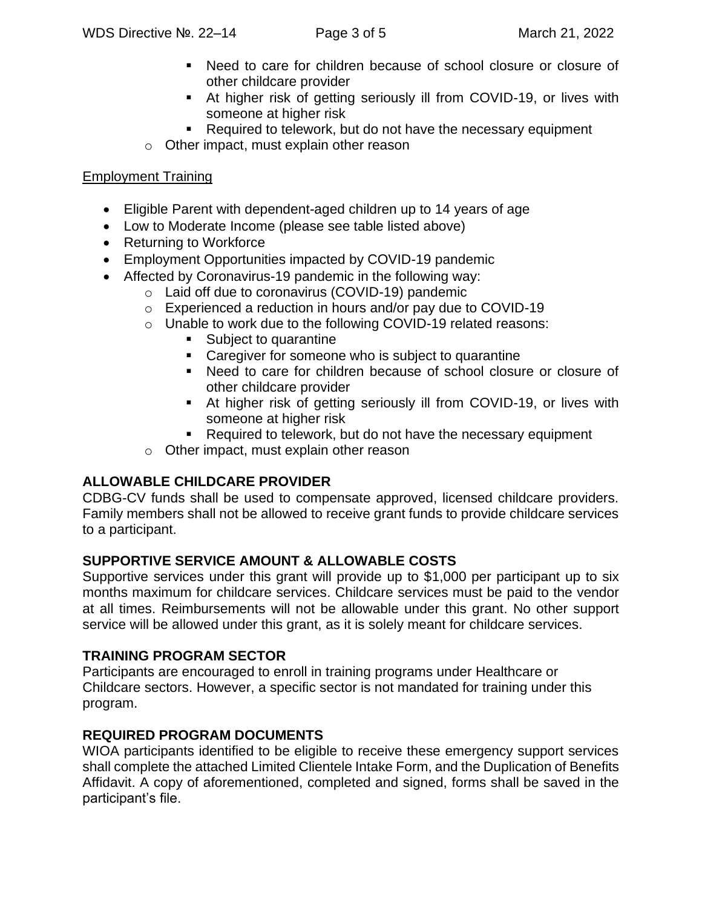- Need to care for children because of school closure or closure of other childcare provider
    - At higher risk of getting seriously ill from COVID-19, or lives with someone at higher risk
    - Required to telework, but do not have the necessary equipment
  - Other impact, must explain other reason

<u>Employment Training</u>

- Eligible Parent with dependent-aged children up to 14 years of age
- Low to Moderate Income (please see table listed above)
- Returning to Workforce
- Employment Opportunities impacted by COVID-19 pandemic
- Affected by Coronavirus-19 pandemic in the following way:
  - Laid off due to coronavirus (COVID-19) pandemic
  - Experienced a reduction in hours and/or pay due to COVID-19
  - Unable to work due to the following COVID-19 related reasons:
    - Subject to quarantine
    - Caregiver for someone who is subject to quarantine
    - Need to care for children because of school closure or closure of other childcare provider
    - At higher risk of getting seriously ill from COVID-19, or lives with someone at higher risk
    - Required to telework, but do not have the necessary equipment
  - Other impact, must explain other reason

**ALLOWABLE CHILDCARE PROVIDER**

CDBG-CV funds shall be used to compensate approved, licensed childcare providers. Family members shall not be allowed to receive grant funds to provide childcare services to a participant.

**SUPPORTIVE SERVICE AMOUNT & ALLOWABLE COSTS**

Supportive services under this grant will provide up to $1,000 per participant up to six months maximum for childcare services. Childcare services must be paid to the vendor at all times. Reimbursements will not be allowable under this grant. No other support service will be allowed under this grant, as it is solely meant for childcare services.

**TRAINING PROGRAM SECTOR**

Participants are encouraged to enroll in training programs under Healthcare or Childcare sectors. However, a specific sector is not mandated for training under this program.

**REQUIRED PROGRAM DOCUMENTS**

WIOA participants identified to be eligible to receive these emergency support services shall complete the attached Limited Clientele Intake Form, and the Duplication of Benefits Affidavit. A copy of aforementioned, completed and signed, forms shall be saved in the participant's file.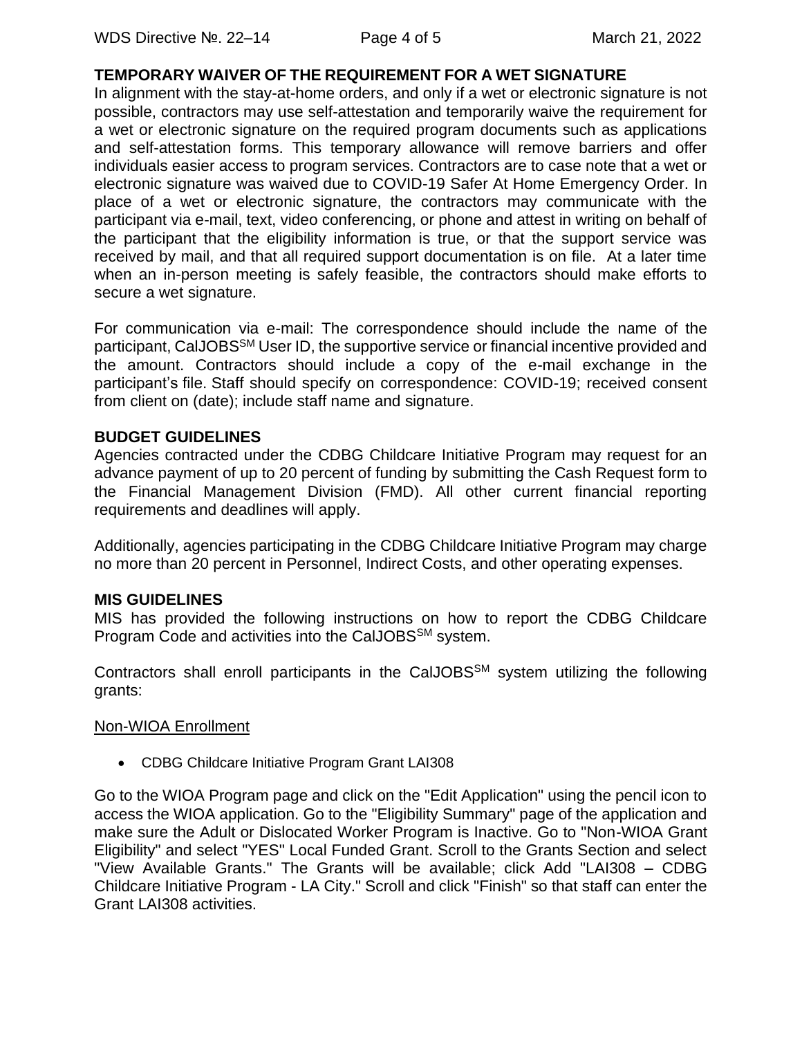**TEMPORARY WAIVER OF THE REQUIREMENT FOR A WET SIGNATURE**

In alignment with the stay-at-home orders, and only if a wet or electronic signature is not possible, contractors may use self-attestation and temporarily waive the requirement for a wet or electronic signature on the required program documents such as applications and self-attestation forms. This temporary allowance will remove barriers and offer individuals easier access to program services. Contractors are to case note that a wet or electronic signature was waived due to COVID-19 Safer At Home Emergency Order. In place of a wet or electronic signature, the contractors may communicate with the participant via e-mail, text, video conferencing, or phone and attest in writing on behalf of the participant that the eligibility information is true, or that the support service was received by mail, and that all required support documentation is on file. At a later time when an in-person meeting is safely feasible, the contractors should make efforts to secure a wet signature.

For communication via e-mail: The correspondence should include the name of the participant, CalJOBS[SM] User ID, the supportive service or financial incentive provided and the amount. Contractors should include a copy of the e-mail exchange in the participant's file. Staff should specify on correspondence: COVID-19; received consent from client on (date); include staff name and signature.

**BUDGET GUIDELINES**

Agencies contracted under the CDBG Childcare Initiative Program may request for an advance payment of up to 20 percent of funding by submitting the Cash Request form to the Financial Management Division (FMD). All other current financial reporting requirements and deadlines will apply.

Additionally, agencies participating in the CDBG Childcare Initiative Program may charge no more than 20 percent in Personnel, Indirect Costs, and other operating expenses.

**MIS GUIDELINES**

MIS has provided the following instructions on how to report the CDBG Childcare Program Code and activities into the CalJOBS[SM] system.

Contractors shall enroll participants in the CalJOBS[SM] system utilizing the following grants:

Non-WIOA Enrollment

- CDBG Childcare Initiative Program Grant LAI308

Go to the WIOA Program page and click on the "Edit Application" using the pencil icon to access the WIOA application. Go to the "Eligibility Summary" page of the application and make sure the Adult or Dislocated Worker Program is Inactive. Go to "Non-WIOA Grant Eligibility" and select "YES" Local Funded Grant. Scroll to the Grants Section and select "View Available Grants." The Grants will be available; click Add "LAI308 – CDBG Childcare Initiative Program - LA City." Scroll and click "Finish" so that staff can enter the Grant LAI308 activities.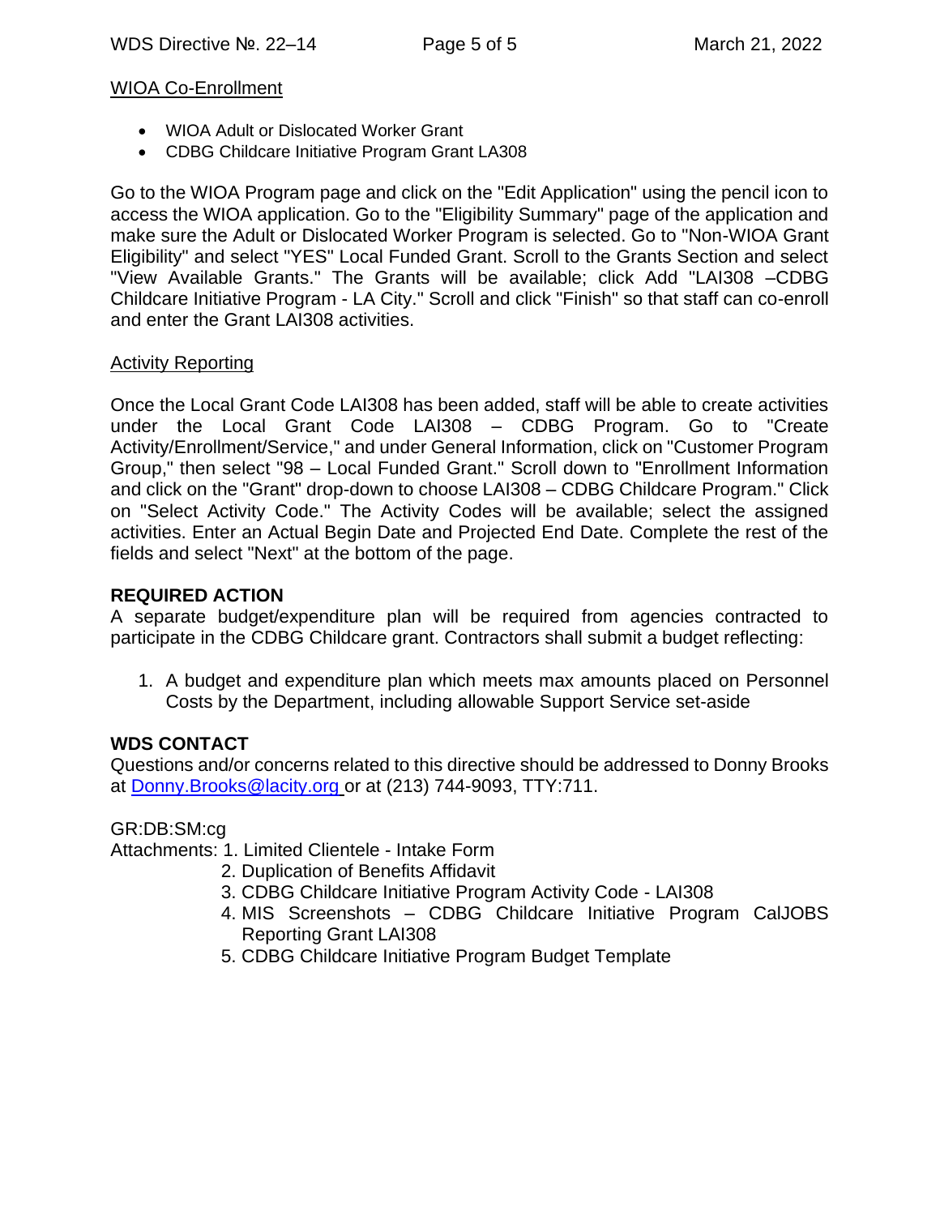WIOA Co-Enrollment

- WIOA Adult or Dislocated Worker Grant
- CDBG Childcare Initiative Program Grant LA308

Go to the WIOA Program page and click on the "Edit Application" using the pencil icon to access the WIOA application. Go to the "Eligibility Summary" page of the application and make sure the Adult or Dislocated Worker Program is selected. Go to "Non-WIOA Grant Eligibility" and select "YES" Local Funded Grant. Scroll to the Grants Section and select "View Available Grants." The Grants will be available; click Add "LAI308 –CDBG Childcare Initiative Program - LA City." Scroll and click "Finish" so that staff can co-enroll and enter the Grant LAI308 activities.

Activity Reporting

Once the Local Grant Code LAI308 has been added, staff will be able to create activities under the Local Grant Code LAI308 – CDBG Program. Go to "Create Activity/Enrollment/Service," and under General Information, click on "Customer Program Group," then select "98 – Local Funded Grant." Scroll down to "Enrollment Information and click on the "Grant" drop-down to choose LAI308 – CDBG Childcare Program." Click on "Select Activity Code." The Activity Codes will be available; select the assigned activities. Enter an Actual Begin Date and Projected End Date. Complete the rest of the fields and select "Next" at the bottom of the page.

**REQUIRED ACTION**

A separate budget/expenditure plan will be required from agencies contracted to participate in the CDBG Childcare grant. Contractors shall submit a budget reflecting:

1. A budget and expenditure plan which meets max amounts placed on Personnel Costs by the Department, including allowable Support Service set-aside

**WDS CONTACT**

Questions and/or concerns related to this directive should be addressed to Donny Brooks at Donny.Brooks@lacity.org or at (213) 744-9093, TTY:711.

GR:DB:SM:cg

Attachments:
1. Limited Clientele - Intake Form
2. Duplication of Benefits Affidavit
3. CDBG Childcare Initiative Program Activity Code - LAI308
4. MIS Screenshots – CDBG Childcare Initiative Program CalJOBS Reporting Grant LAI308
5. CDBG Childcare Initiative Program Budget Template